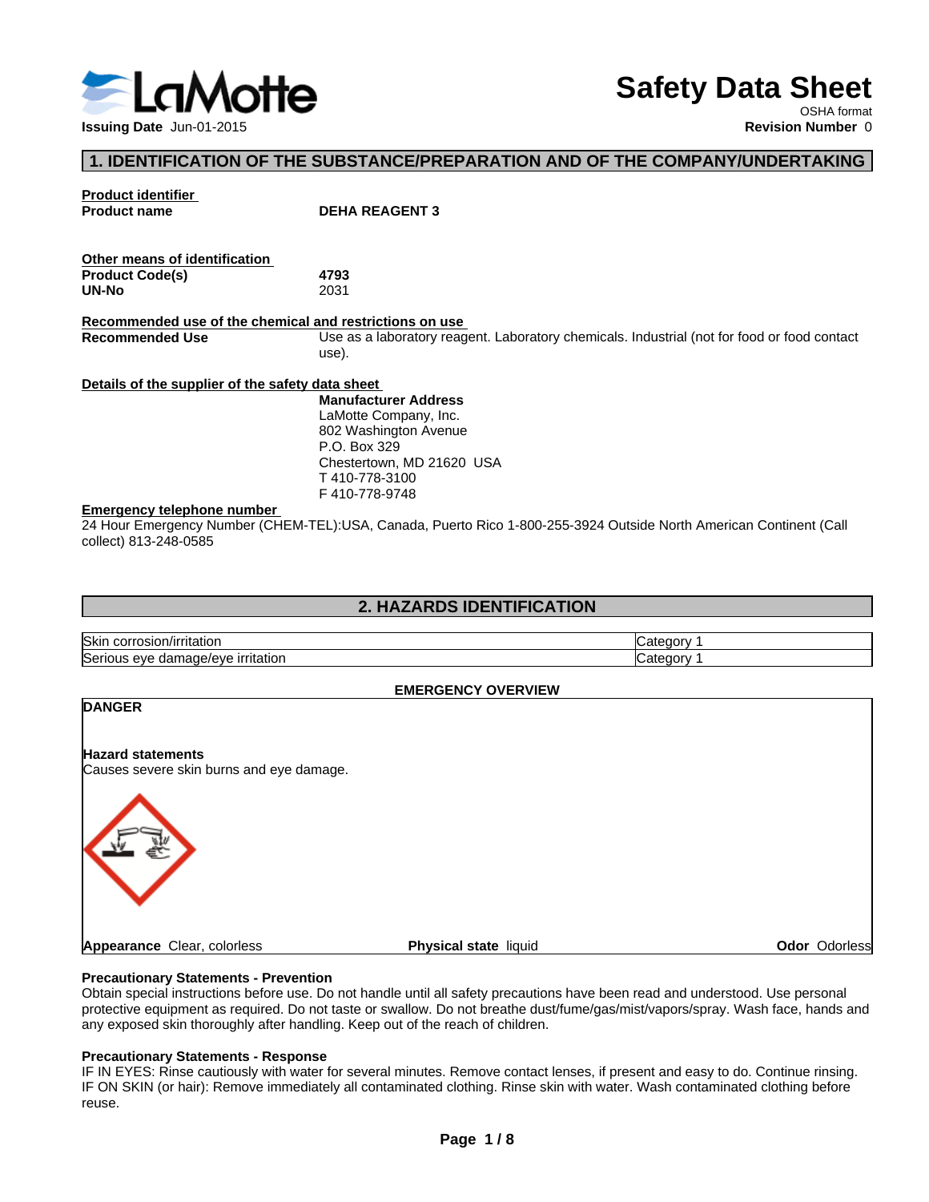# Safety Data Sheet

OSHA format

**Issuing Date** Jun-01-2015

**Revision Number** 0

## 1. IDENTIFICATION OF THE SUBSTANCE/PREPARATION AND OF THE COMPANY/UNDERTAKING

**Product identifier**

**Product name** **DEHA REAGENT 3**

**Other means of identification**

**Product Code(s)** **4793**

**UN-No** 2031

**Recommended use of the chemical and restrictions on use**

**Recommended Use** Use as a laboratory reagent. Laboratory chemicals. Industrial (not for food or food contact use).

**Details of the supplier of the safety data sheet**

**Manufacturer Address**
LaMotte Company, Inc.
802 Washington Avenue
P.O. Box 329
Chestertown, MD 21620 USA
T 410-778-3100
F 410-778-9748

**Emergency telephone number**

24 Hour Emergency Number (CHEM-TEL):USA, Canada, Puerto Rico 1-800-255-3924 Outside North American Continent (Call collect) 813-248-0585

## 2. HAZARDS IDENTIFICATION

| Hazard | Category |
|---|---|
| Skin corrosion/irritation | Category 1 |
| Serious eye damage/eye irritation | Category 1 |

**EMERGENCY OVERVIEW**

**DANGER**

**Hazard statements**

Causes severe skin burns and eye damage.

**Appearance** Clear, colorless **Physical state** liquid **Odor** Odorless

**Precautionary Statements - Prevention**

Obtain special instructions before use. Do not handle until all safety precautions have been read and understood. Use personal protective equipment as required. Do not taste or swallow. Do not breathe dust/fume/gas/mist/vapors/spray. Wash face, hands and any exposed skin thoroughly after handling. Keep out of the reach of children.

**Precautionary Statements - Response**

IF IN EYES: Rinse cautiously with water for several minutes. Remove contact lenses, if present and easy to do. Continue rinsing.
IF ON SKIN (or hair): Remove immediately all contaminated clothing. Rinse skin with water. Wash contaminated clothing before reuse.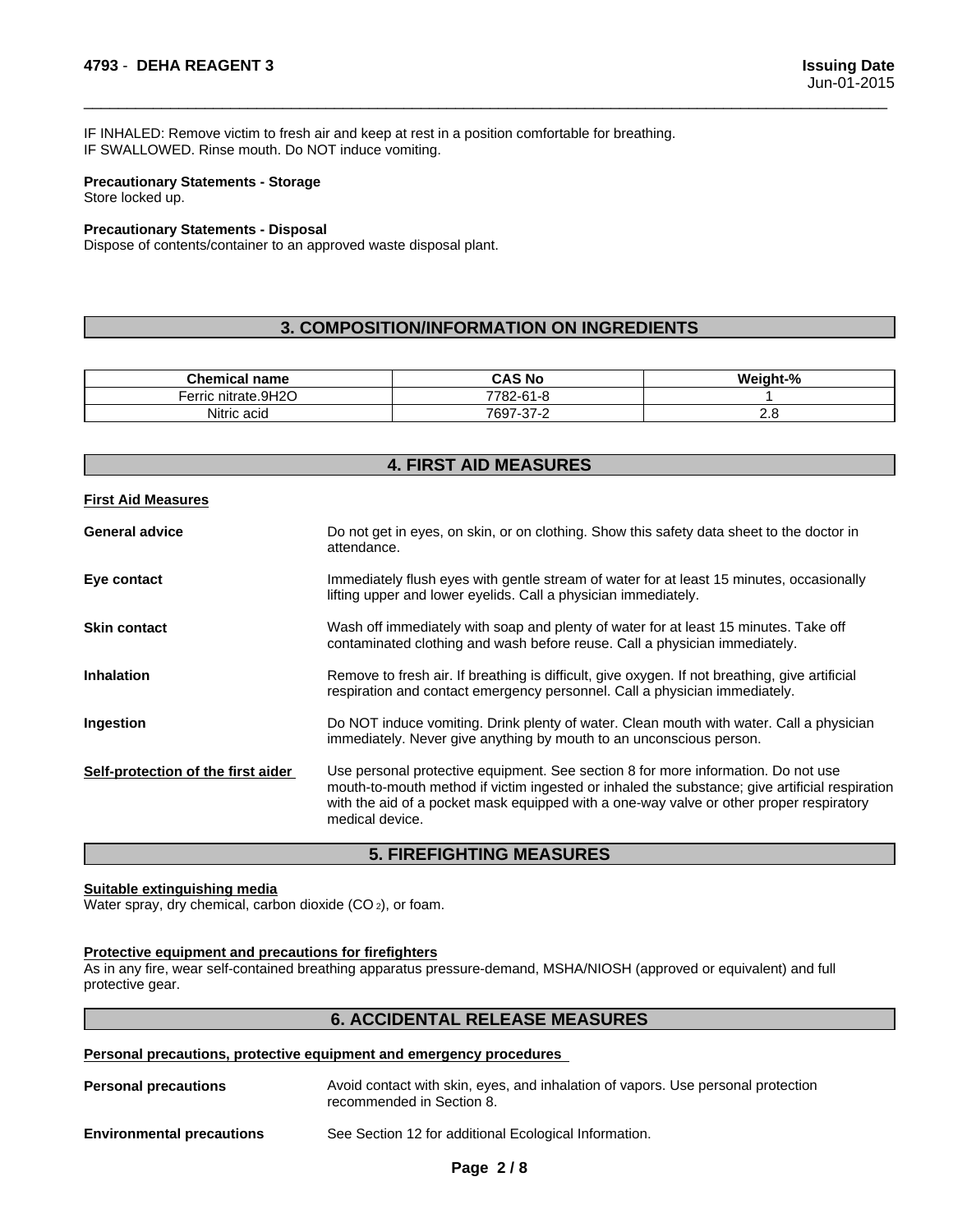IF INHALED: Remove victim to fresh air and keep at rest in a position comfortable for breathing.
IF SWALLOWED. Rinse mouth. Do NOT induce vomiting.

**Precautionary Statements - Storage**
Store locked up.

**Precautionary Statements - Disposal**
Dispose of contents/container to an approved waste disposal plant.

## 3. COMPOSITION/INFORMATION ON INGREDIENTS

| Chemical name | CAS No | Weight-% |
|---|---|---|
| Ferric nitrate.9H2O | 7782-61-8 | 1 |
| Nitric acid | 7697-37-2 | 2.8 |

## 4. FIRST AID MEASURES

**First Aid Measures**

**General advice** Do not get in eyes, on skin, or on clothing. Show this safety data sheet to the doctor in attendance.

**Eye contact** Immediately flush eyes with gentle stream of water for at least 15 minutes, occasionally lifting upper and lower eyelids. Call a physician immediately.

**Skin contact** Wash off immediately with soap and plenty of water for at least 15 minutes. Take off contaminated clothing and wash before reuse. Call a physician immediately.

**Inhalation** Remove to fresh air. If breathing is difficult, give oxygen. If not breathing, give artificial respiration and contact emergency personnel. Call a physician immediately.

**Ingestion** Do NOT induce vomiting. Drink plenty of water. Clean mouth with water. Call a physician immediately. Never give anything by mouth to an unconscious person.

**Self-protection of the first aider** Use personal protective equipment. See section 8 for more information. Do not use mouth-to-mouth method if victim ingested or inhaled the substance; give artificial respiration with the aid of a pocket mask equipped with a one-way valve or other proper respiratory medical device.

## 5. FIREFIGHTING MEASURES

**Suitable extinguishing media**
Water spray, dry chemical, carbon dioxide ($CO_2$), or foam.

**Protective equipment and precautions for firefighters**
As in any fire, wear self-contained breathing apparatus pressure-demand, MSHA/NIOSH (approved or equivalent) and full protective gear.

## 6. ACCIDENTAL RELEASE MEASURES

**Personal precautions, protective equipment and emergency procedures**

**Personal precautions** Avoid contact with skin, eyes, and inhalation of vapors. Use personal protection recommended in Section 8.

**Environmental precautions** See Section 12 for additional Ecological Information.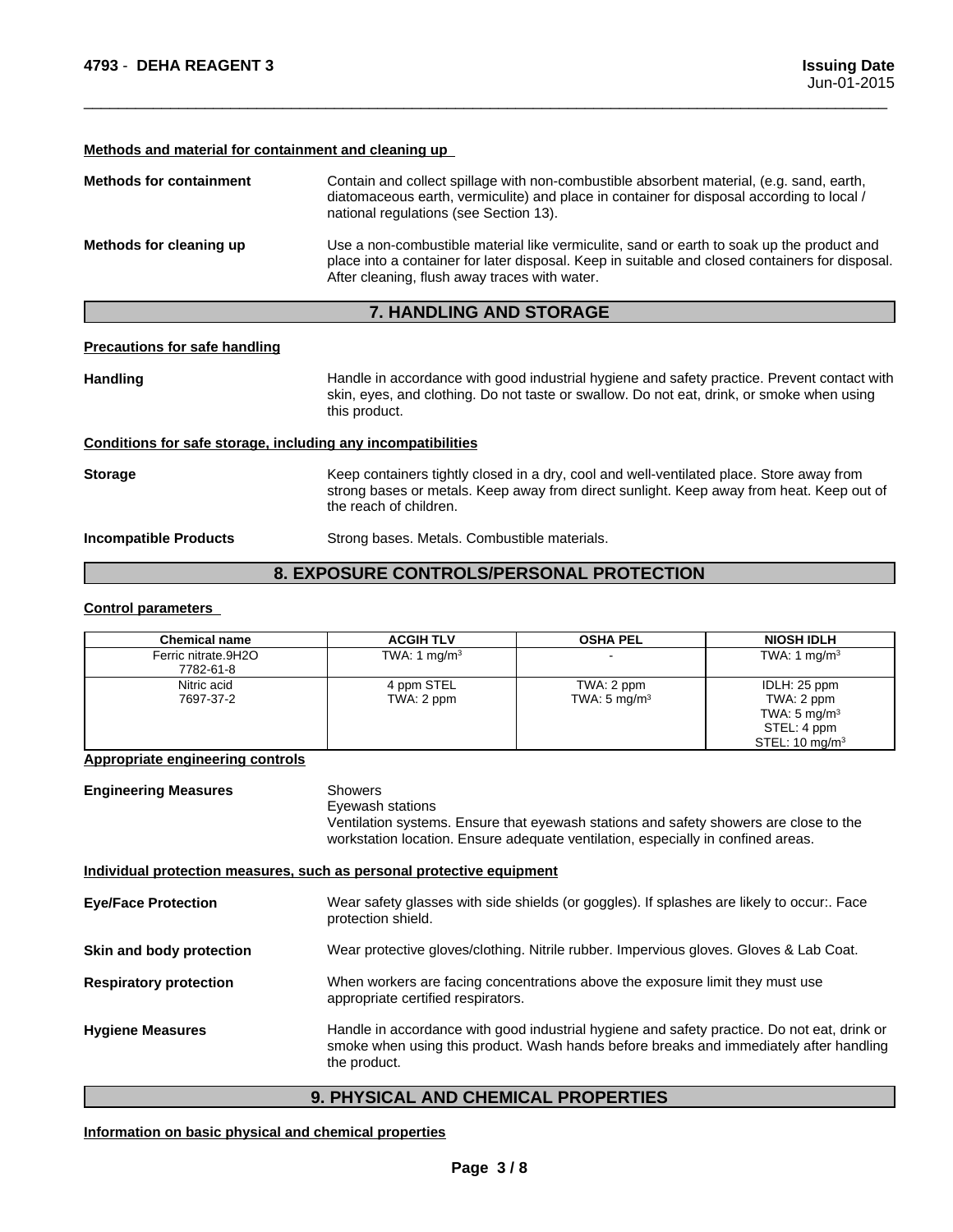**Methods and material for containment and cleaning up**

**Methods for containment** — Contain and collect spillage with non-combustible absorbent material, (e.g. sand, earth, diatomaceous earth, vermiculite) and place in container for disposal according to local / national regulations (see Section 13).

**Methods for cleaning up** — Use a non-combustible material like vermiculite, sand or earth to soak up the product and place into a container for later disposal. Keep in suitable and closed containers for disposal. After cleaning, flush away traces with water.

## 7. HANDLING AND STORAGE

**Precautions for safe handling**

**Handling** — Handle in accordance with good industrial hygiene and safety practice. Prevent contact with skin, eyes, and clothing. Do not taste or swallow. Do not eat, drink, or smoke when using this product.

**Conditions for safe storage, including any incompatibilities**

**Storage** — Keep containers tightly closed in a dry, cool and well-ventilated place. Store away from strong bases or metals. Keep away from direct sunlight. Keep away from heat. Keep out of the reach of children.

**Incompatible Products** — Strong bases. Metals. Combustible materials.

## 8. EXPOSURE CONTROLS/PERSONAL PROTECTION

**Control parameters**

| Chemical name | ACGIH TLV | OSHA PEL | NIOSH IDLH |
|---|---|---|---|
| Ferric nitrate.9H2O<br>7782-61-8 | TWA: 1 mg/m$^3$ | - | TWA: 1 mg/m$^3$ |
| Nitric acid<br>7697-37-2 | 4 ppm STEL<br>TWA: 2 ppm | TWA: 2 ppm<br>TWA: 5 mg/m$^3$ | IDLH: 25 ppm<br>TWA: 2 ppm<br>TWA: 5 mg/m$^3$<br>STEL: 4 ppm<br>STEL: 10 mg/m$^3$ |

**Appropriate engineering controls**

**Engineering Measures** — Showers  
Eyewash stations  
Ventilation systems. Ensure that eyewash stations and safety showers are close to the workstation location. Ensure adequate ventilation, especially in confined areas.

**Individual protection measures, such as personal protective equipment**

**Eye/Face Protection** — Wear safety glasses with side shields (or goggles). If splashes are likely to occur:. Face protection shield.

**Skin and body protection** — Wear protective gloves/clothing. Nitrile rubber. Impervious gloves. Gloves & Lab Coat.

**Respiratory protection** — When workers are facing concentrations above the exposure limit they must use appropriate certified respirators.

**Hygiene Measures** — Handle in accordance with good industrial hygiene and safety practice. Do not eat, drink or smoke when using this product. Wash hands before breaks and immediately after handling the product.

## 9. PHYSICAL AND CHEMICAL PROPERTIES

**Information on basic physical and chemical properties**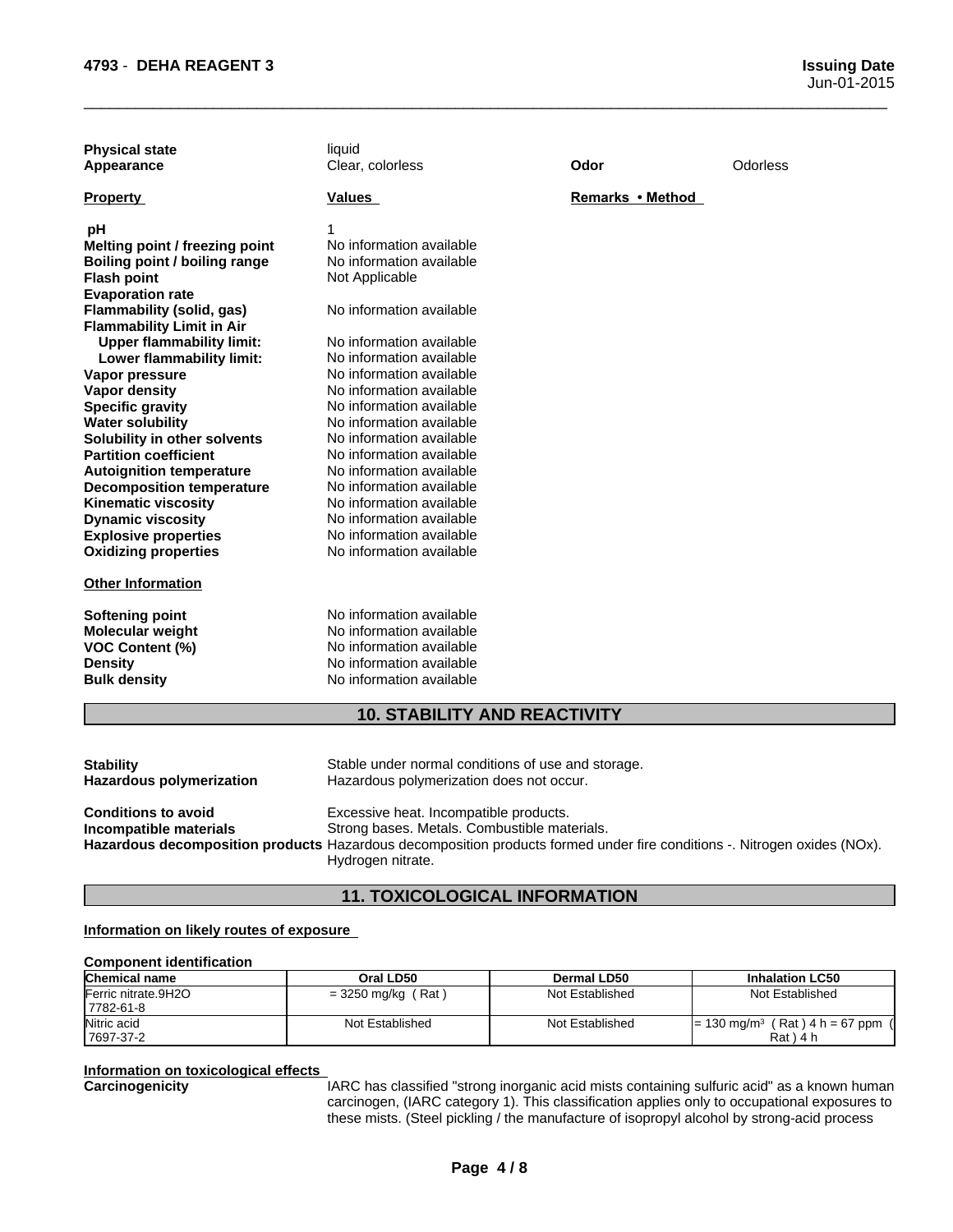| | | | |
|---|---|---|---|
| **Physical state** | liquid | | |
| **Appearance** | Clear, colorless | **Odor** | Odorless |

| **Property** | **Values** | **Remarks • Method** |
|---|---|---|
| **pH** | 1 | |
| **Melting point / freezing point** | No information available | |
| **Boiling point / boiling range** | No information available | |
| **Flash point** | Not Applicable | |
| **Evaporation rate** | | |
| **Flammability (solid, gas)** | No information available | |
| **Flammability Limit in Air** | | |
| **Upper flammability limit:** | No information available | |
| **Lower flammability limit:** | No information available | |
| **Vapor pressure** | No information available | |
| **Vapor density** | No information available | |
| **Specific gravity** | No information available | |
| **Water solubility** | No information available | |
| **Solubility in other solvents** | No information available | |
| **Partition coefficient** | No information available | |
| **Autoignition temperature** | No information available | |
| **Decomposition temperature** | No information available | |
| **Kinematic viscosity** | No information available | |
| **Dynamic viscosity** | No information available | |
| **Explosive properties** | No information available | |
| **Oxidizing properties** | No information available | |

**Other Information**

| | |
|---|---|
| **Softening point** | No information available |
| **Molecular weight** | No information available |
| **VOC Content (%)** | No information available |
| **Density** | No information available |
| **Bulk density** | No information available |

## 10. STABILITY AND REACTIVITY

**Stability**: Stable under normal conditions of use and storage.

**Hazardous polymerization**: Hazardous polymerization does not occur.

**Conditions to avoid**: Excessive heat. Incompatible products.

**Incompatible materials**: Strong bases. Metals. Combustible materials.

**Hazardous decomposition products**: Hazardous decomposition products formed under fire conditions -. Nitrogen oxides (NOx). Hydrogen nitrate.

## 11. TOXICOLOGICAL INFORMATION

**Information on likely routes of exposure**

**Component identification**

| Chemical name | Oral LD50 | Dermal LD50 | Inhalation LC50 |
|---|---|---|---|
| Ferric nitrate.9H2O 7782-61-8 | = 3250 mg/kg ( Rat ) | Not Established | Not Established |
| Nitric acid 7697-37-2 | Not Established | Not Established | = 130 mg/m³ ( Rat ) 4 h = 67 ppm ( Rat ) 4 h |

**Information on toxicological effects**

**Carcinogenicity**: IARC has classified "strong inorganic acid mists containing sulfuric acid" as a known human carcinogen, (IARC category 1). This classification applies only to occupational exposures to these mists. (Steel pickling / the manufacture of isopropyl alcohol by strong-acid process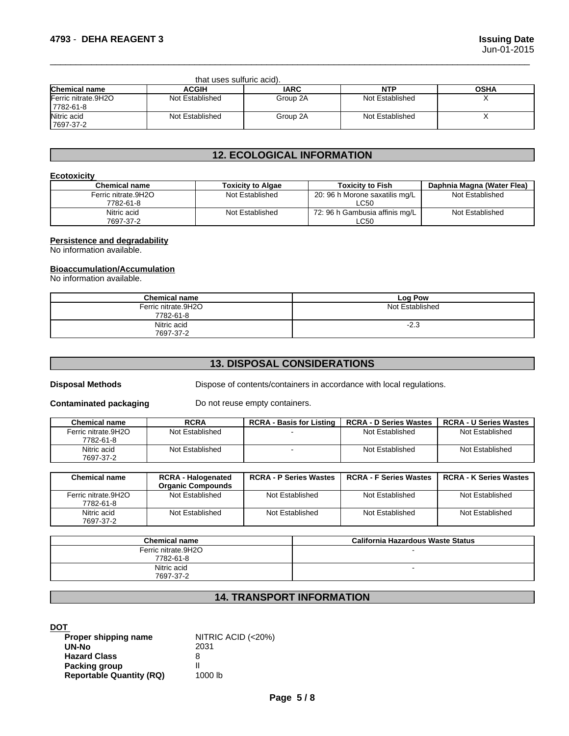that uses sulfuric acid).

| Chemical name | ACGIH | IARC | NTP | OSHA |
|---|---|---|---|---|
| Ferric nitrate.9H2O<br>7782-61-8 | Not Established | Group 2A | Not Established | X |
| Nitric acid<br>7697-37-2 | Not Established | Group 2A | Not Established | X |

## 12. ECOLOGICAL INFORMATION

**Ecotoxicity**

| Chemical name | Toxicity to Algae | Toxicity to Fish | Daphnia Magna (Water Flea) |
|---|---|---|---|
| Ferric nitrate.9H2O<br>7782-61-8 | Not Established | 20: 96 h Morone saxatilis mg/L LC50 | Not Established |
| Nitric acid<br>7697-37-2 | Not Established | 72: 96 h Gambusia affinis mg/L LC50 | Not Established |

**Persistence and degradability**

No information available.

**Bioaccumulation/Accumulation**

No information available.

| Chemical name | Log Pow |
|---|---|
| Ferric nitrate.9H2O<br>7782-61-8 | Not Established |
| Nitric acid<br>7697-37-2 | -2.3 |

## 13. DISPOSAL CONSIDERATIONS

**Disposal Methods** Dispose of contents/containers in accordance with local regulations.

**Contaminated packaging** Do not reuse empty containers.

| Chemical name | RCRA | RCRA - Basis for Listing | RCRA - D Series Wastes | RCRA - U Series Wastes |
|---|---|---|---|---|
| Ferric nitrate.9H2O<br>7782-61-8 | Not Established | - | Not Established | Not Established |
| Nitric acid<br>7697-37-2 | Not Established | - | Not Established | Not Established |

| Chemical name | RCRA - Halogenated Organic Compounds | RCRA - P Series Wastes | RCRA - F Series Wastes | RCRA - K Series Wastes |
|---|---|---|---|---|
| Ferric nitrate.9H2O<br>7782-61-8 | Not Established | Not Established | Not Established | Not Established |
| Nitric acid<br>7697-37-2 | Not Established | Not Established | Not Established | Not Established |

| Chemical name | California Hazardous Waste Status |
|---|---|
| Ferric nitrate.9H2O<br>7782-61-8 | - |
| Nitric acid<br>7697-37-2 | - |

## 14. TRANSPORT INFORMATION

**DOT**

**Proper shipping name** NITRIC ACID (<20%)
**UN-No** 2031
**Hazard Class** 8
**Packing group** II
**Reportable Quantity (RQ)** 1000 lb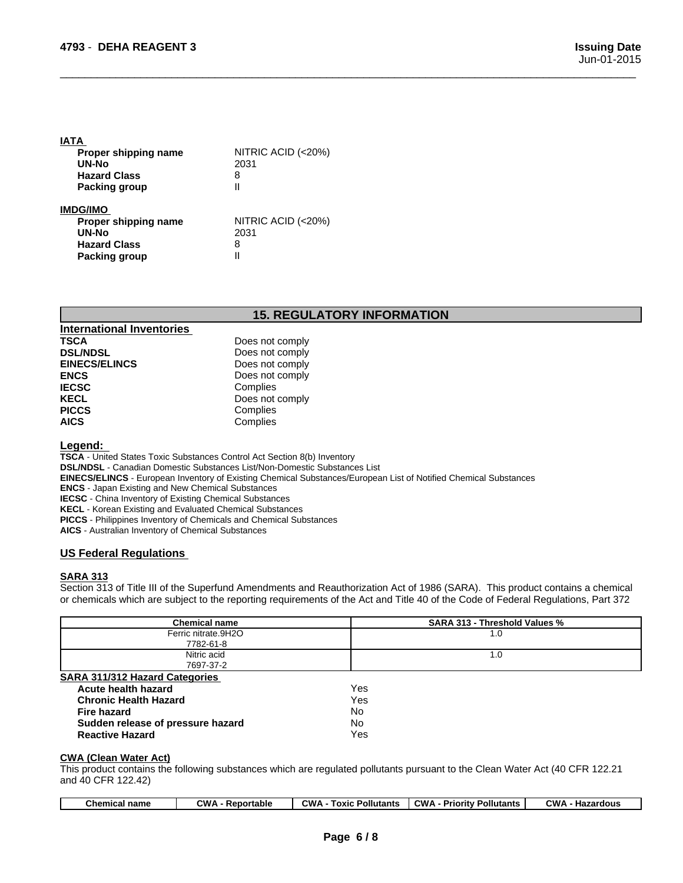### IATA

| | |
|---|---|
| **Proper shipping name** | NITRIC ACID (<20%) |
| **UN-No** | 2031 |
| **Hazard Class** | 8 |
| **Packing group** | II |

### IMDG/IMO

| | |
|---|---|
| **Proper shipping name** | NITRIC ACID (<20%) |
| **UN-No** | 2031 |
| **Hazard Class** | 8 |
| **Packing group** | II |

## 15. REGULATORY INFORMATION

### International Inventories

| | |
|---|---|
| **TSCA** | Does not comply |
| **DSL/NDSL** | Does not comply |
| **EINECS/ELINCS** | Does not comply |
| **ENCS** | Does not comply |
| **IECSC** | Complies |
| **KECL** | Does not comply |
| **PICCS** | Complies |
| **AICS** | Complies |

**Legend:**

**TSCA** - United States Toxic Substances Control Act Section 8(b) Inventory
**DSL/NDSL** - Canadian Domestic Substances List/Non-Domestic Substances List
**EINECS/ELINCS** - European Inventory of Existing Chemical Substances/European List of Notified Chemical Substances
**ENCS** - Japan Existing and New Chemical Substances
**IECSC** - China Inventory of Existing Chemical Substances
**KECL** - Korean Existing and Evaluated Chemical Substances
**PICCS** - Philippines Inventory of Chemicals and Chemical Substances
**AICS** - Australian Inventory of Chemical Substances

### US Federal Regulations

**SARA 313**

Section 313 of Title III of the Superfund Amendments and Reauthorization Act of 1986 (SARA). This product contains a chemical or chemicals which are subject to the reporting requirements of the Act and Title 40 of the Code of Federal Regulations, Part 372

| Chemical name | SARA 313 - Threshold Values % |
|---|---|
| Ferric nitrate.9H2O 7782-61-8 | 1.0 |
| Nitric acid 7697-37-2 | 1.0 |

**SARA 311/312 Hazard Categories**

| | |
|---|---|
| **Acute health hazard** | Yes |
| **Chronic Health Hazard** | Yes |
| **Fire hazard** | No |
| **Sudden release of pressure hazard** | No |
| **Reactive Hazard** | Yes |

**CWA (Clean Water Act)**

This product contains the following substances which are regulated pollutants pursuant to the Clean Water Act (40 CFR 122.21 and 40 CFR 122.42)

| Chemical name | CWA - Reportable | CWA - Toxic Pollutants | CWA - Priority Pollutants | CWA - Hazardous |
|---|---|---|---|---|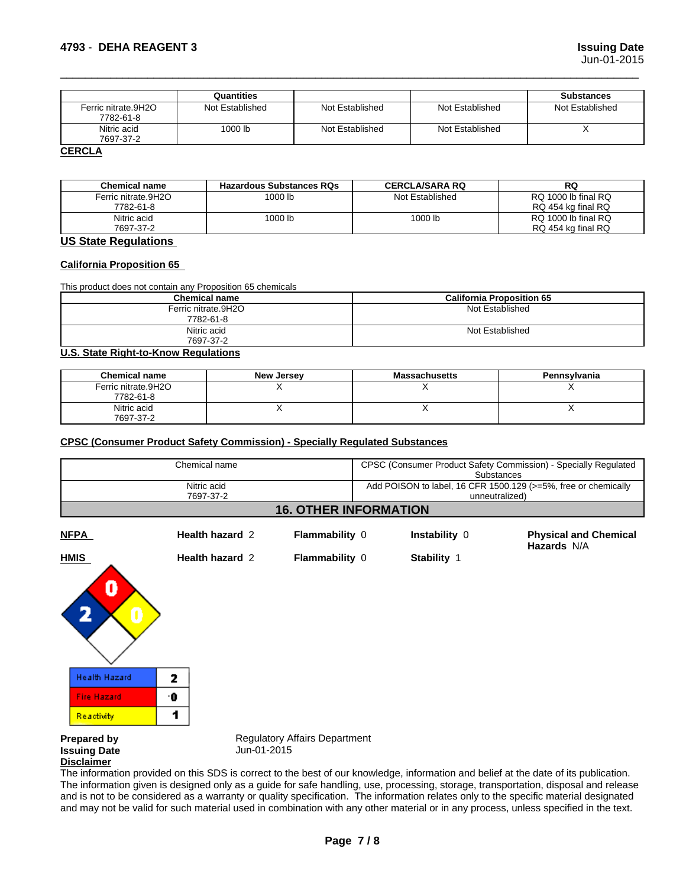| | Quantities | | | Substances |
|---|---|---|---|---|
| Ferric nitrate.9H2O<br>7782-61-8 | Not Established | Not Established | Not Established | Not Established |
| Nitric acid<br>7697-37-2 | 1000 lb | Not Established | Not Established | X |

**CERCLA**

| Chemical name | Hazardous Substances RQs | CERCLA/SARA RQ | RQ |
|---|---|---|---|
| Ferric nitrate.9H2O<br>7782-61-8 | 1000 lb | Not Established | RQ 1000 lb final RQ<br>RQ 454 kg final RQ |
| Nitric acid<br>7697-37-2 | 1000 lb | 1000 lb | RQ 1000 lb final RQ<br>RQ 454 kg final RQ |

## US State Regulations

### California Proposition 65

This product does not contain any Proposition 65 chemicals

| Chemical name | California Proposition 65 |
|---|---|
| Ferric nitrate.9H2O<br>7782-61-8 | Not Established |
| Nitric acid<br>7697-37-2 | Not Established |

### U.S. State Right-to-Know Regulations

| Chemical name | New Jersey | Massachusetts | Pennsylvania |
|---|---|---|---|
| Ferric nitrate.9H2O<br>7782-61-8 | X | X | X |
| Nitric acid<br>7697-37-2 | X | X | X |

### CPSC (Consumer Product Safety Commission) - Specially Regulated Substances

| Chemical name | CPSC (Consumer Product Safety Commission) - Specially Regulated Substances |
|---|---|
| Nitric acid<br>7697-37-2 | Add POISON to label, 16 CFR 1500.129 (>=5%, free or chemically unneutralized) |

## 16. OTHER INFORMATION

| | | | | |
|---|---|---|---|---|
| **NFPA** | **Health hazard** 2 | **Flammability** 0 | **Instability** 0 | **Physical and Chemical Hazards** N/A |
| **HMIS** | **Health hazard** 2 | **Flammability** 0 | **Stability** 1 | |

| | |
|---|---|
| Health Hazard | 2 |
| Fire Hazard | 0 |
| Reactivity | 1 |

**Prepared by** Regulatory Affairs Department
**Issuing Date** Jun-01-2015

**Disclaimer**

The information provided on this SDS is correct to the best of our knowledge, information and belief at the date of its publication. The information given is designed only as a guide for safe handling, use, processing, storage, transportation, disposal and release and is not to be considered as a warranty or quality specification. The information relates only to the specific material designated and may not be valid for such material used in combination with any other material or in any process, unless specified in the text.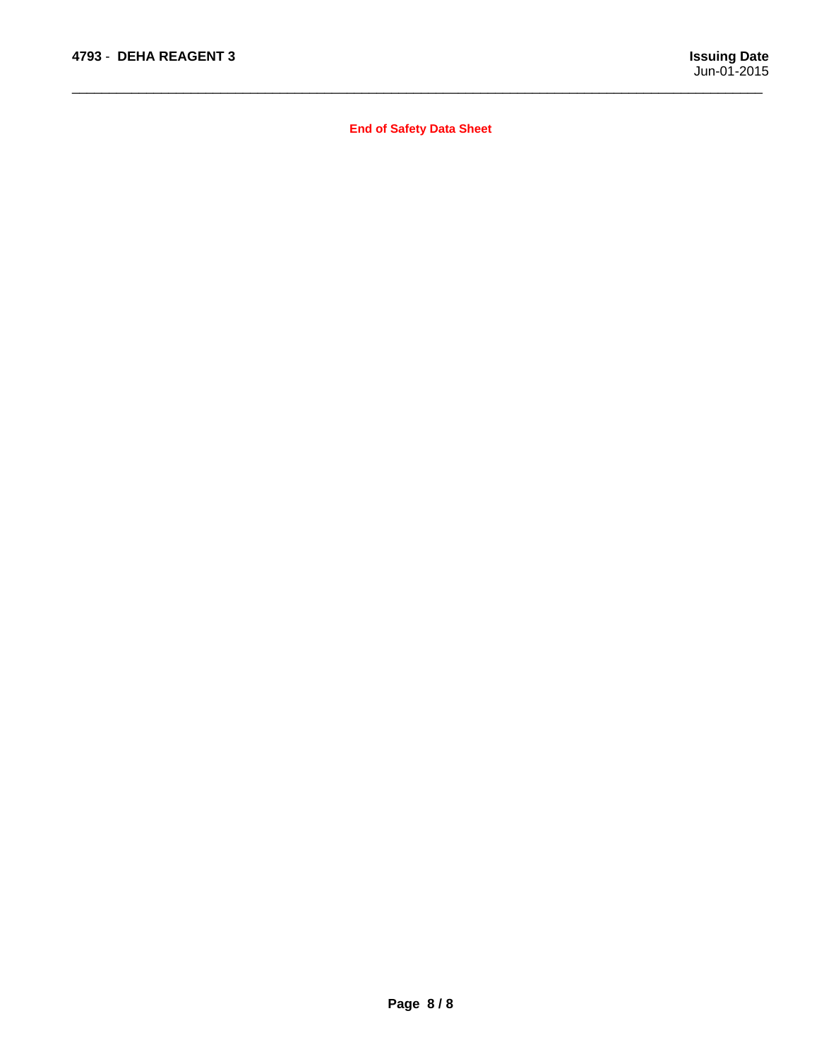**End of Safety Data Sheet**